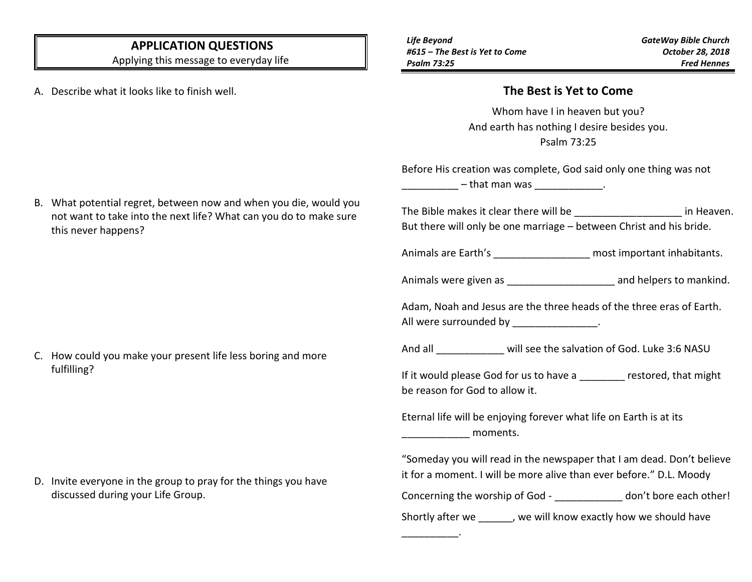## APPLICATION QUESTIONS

Applying this message to everyday life

A. Describe what it looks like to finish well.

B. What potential regret, between now and when you die, would you not want to take into the next life? What can you do to make sure this never happens?

C. How could you make your present life less boring and more fulfilling?

D. Invite everyone in the group to pray for the things you have discussed during your Life Group.

***Life Beyond***
***#615 – The Best is Yet to Come***
***Psalm 73:25***

***GateWay Bible Church***
***October 28, 2018***
***Fred Hennes***

## The Best is Yet to Come

Whom have I in heaven but you?
And earth has nothing I desire besides you.
Psalm 73:25

Before His creation was complete, God said only one thing was not __________ – that man was ____________.

The Bible makes it clear there will be ___________________ in Heaven. But there will only be one marriage – between Christ and his bride.

Animals are Earth's _________________ most important inhabitants.

Animals were given as ___________________ and helpers to mankind.

Adam, Noah and Jesus are the three heads of the three eras of Earth. All were surrounded by _______________.

And all ____________ will see the salvation of God. Luke 3:6 NASU

If it would please God for us to have a ________ restored, that might be reason for God to allow it.

Eternal life will be enjoying forever what life on Earth is at its ____________ moments.

"Someday you will read in the newspaper that I am dead. Don't believe it for a moment. I will be more alive than ever before." D.L. Moody

Concerning the worship of God - ____________ don't bore each other!

Shortly after we ______, we will know exactly how we should have __________.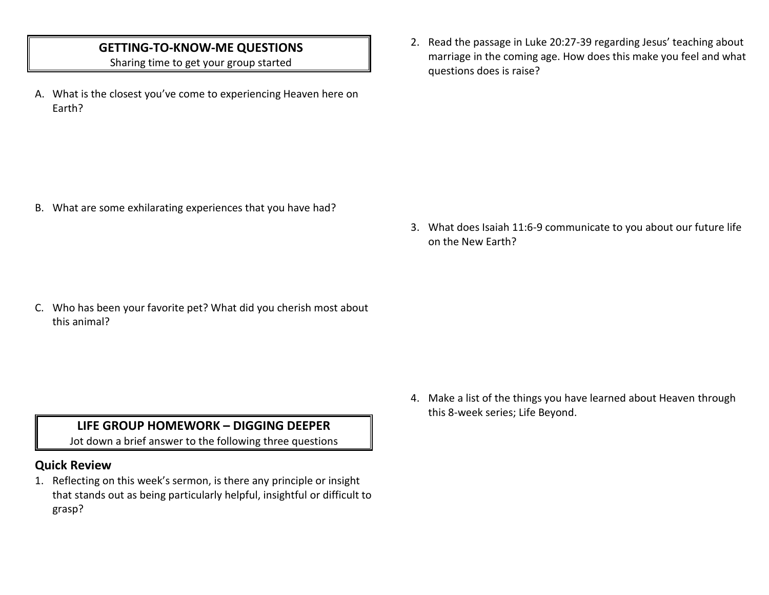## GETTING-TO-KNOW-ME QUESTIONS

Sharing time to get your group started

A. What is the closest you've come to experiencing Heaven here on Earth?

B. What are some exhilarating experiences that you have had?

C. Who has been your favorite pet? What did you cherish most about this animal?

## LIFE GROUP HOMEWORK – DIGGING DEEPER

Jot down a brief answer to the following three questions

### Quick Review

1. Reflecting on this week's sermon, is there any principle or insight that stands out as being particularly helpful, insightful or difficult to grasp?

2. Read the passage in Luke 20:27-39 regarding Jesus' teaching about marriage in the coming age. How does this make you feel and what questions does is raise?

3. What does Isaiah 11:6-9 communicate to you about our future life on the New Earth?

4. Make a list of the things you have learned about Heaven through this 8-week series; Life Beyond.